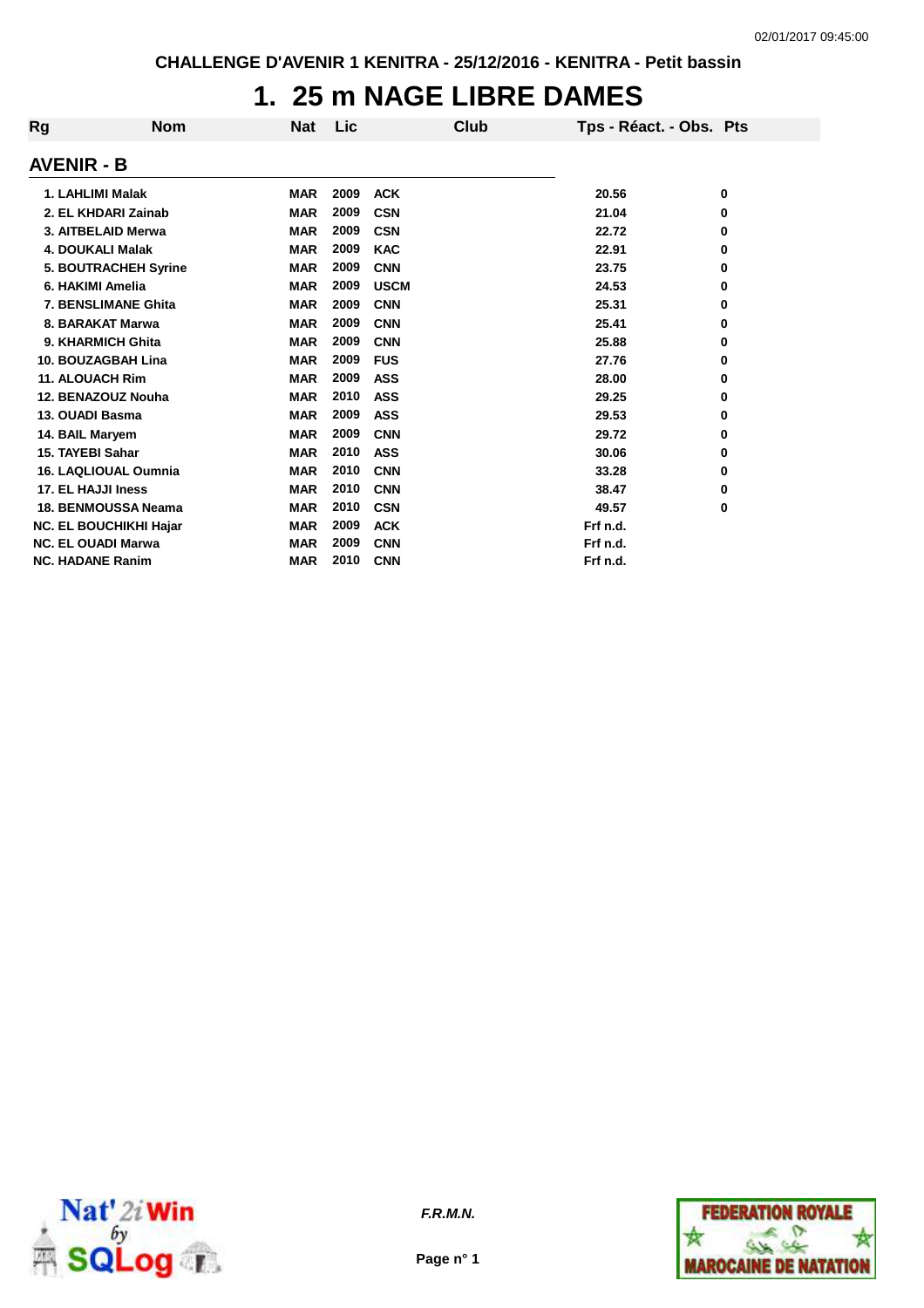CHALLENGE D'AVENIR 1 KENITRA - 25/12/2016 - KENITRA - Petit bassin

# 1. 25 m NAGE LIBRE DAMES

| Rg | Nom | Nat | Lic | Club | Tps - Réact. - Obs. | Pts |
|---|---|---|---|---|---|---|

## AVENIR - B

| Rg | Nom | Nat | Lic | Club | Tps - Réact. - Obs. | Pts |
|---|---|---|---|---|---|---|
| 1. | LAHLIMI Malak | MAR | 2009 | ACK | 20.56 | 0 |
| 2. | EL KHDARI Zainab | MAR | 2009 | CSN | 21.04 | 0 |
| 3. | AITBELAID Merwa | MAR | 2009 | CSN | 22.72 | 0 |
| 4. | DOUKALI Malak | MAR | 2009 | KAC | 22.91 | 0 |
| 5. | BOUTRACHEH Syrine | MAR | 2009 | CNN | 23.75 | 0 |
| 6. | HAKIMI Amelia | MAR | 2009 | USCM | 24.53 | 0 |
| 7. | BENSLIMANE Ghita | MAR | 2009 | CNN | 25.31 | 0 |
| 8. | BARAKAT Marwa | MAR | 2009 | CNN | 25.41 | 0 |
| 9. | KHARMICH Ghita | MAR | 2009 | CNN | 25.88 | 0 |
| 10. | BOUZAGBAH Lina | MAR | 2009 | FUS | 27.76 | 0 |
| 11. | ALOUACH Rim | MAR | 2009 | ASS | 28.00 | 0 |
| 12. | BENAZOUZ Nouha | MAR | 2010 | ASS | 29.25 | 0 |
| 13. | OUADI Basma | MAR | 2009 | ASS | 29.53 | 0 |
| 14. | BAIL Maryem | MAR | 2009 | CNN | 29.72 | 0 |
| 15. | TAYEBI Sahar | MAR | 2010 | ASS | 30.06 | 0 |
| 16. | LAQLIOUAL Oumnia | MAR | 2010 | CNN | 33.28 | 0 |
| 17. | EL HAJJI Iness | MAR | 2010 | CNN | 38.47 | 0 |
| 18. | BENMOUSSA Neama | MAR | 2010 | CSN | 49.57 | 0 |
| NC. | EL BOUCHIKHI Hajar | MAR | 2009 | ACK | Frf n.d. | |
| NC. | EL OUADI Marwa | MAR | 2009 | CNN | Frf n.d. | |
| NC. | HADANE Ranim | MAR | 2010 | CNN | Frf n.d. | |

*F.R.M.N.*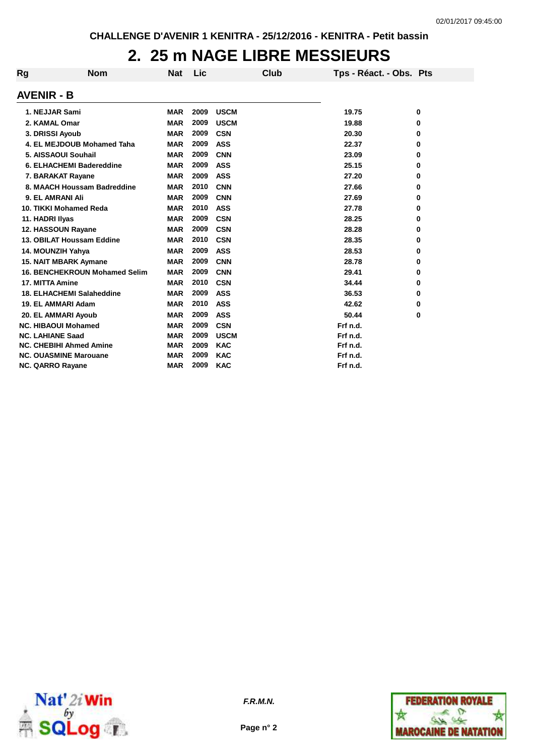CHALLENGE D'AVENIR 1 KENITRA - 25/12/2016 - KENITRA - Petit bassin

# 2. 25 m NAGE LIBRE MESSIEURS

## AVENIR - B

| Rg | Nom | Nat | Lic | Club | Tps - Réact. - Obs. | Pts |
|---|---|---|---|---|---|---|
| 1. | NEJJAR Sami | MAR | 2009 | USCM | 19.75 | 0 |
| 2. | KAMAL Omar | MAR | 2009 | USCM | 19.88 | 0 |
| 3. | DRISSI Ayoub | MAR | 2009 | CSN | 20.30 | 0 |
| 4. | EL MEJDOUB Mohamed Taha | MAR | 2009 | ASS | 22.37 | 0 |
| 5. | AISSAOUI Souhail | MAR | 2009 | CNN | 23.09 | 0 |
| 6. | ELHACHEMI Badereddine | MAR | 2009 | ASS | 25.15 | 0 |
| 7. | BARAKAT Rayane | MAR | 2009 | ASS | 27.20 | 0 |
| 8. | MAACH Houssam Badreddine | MAR | 2010 | CNN | 27.66 | 0 |
| 9. | EL AMRANI Ali | MAR | 2009 | CNN | 27.69 | 0 |
| 10. | TIKKI Mohamed Reda | MAR | 2010 | ASS | 27.78 | 0 |
| 11. | HADRI Ilyas | MAR | 2009 | CSN | 28.25 | 0 |
| 12. | HASSOUN Rayane | MAR | 2009 | CSN | 28.28 | 0 |
| 13. | OBILAT Houssam Eddine | MAR | 2010 | CSN | 28.35 | 0 |
| 14. | MOUNZIH Yahya | MAR | 2009 | ASS | 28.53 | 0 |
| 15. | NAIT MBARK Aymane | MAR | 2009 | CNN | 28.78 | 0 |
| 16. | BENCHEKROUN Mohamed Selim | MAR | 2009 | CNN | 29.41 | 0 |
| 17. | MITTA Amine | MAR | 2010 | CSN | 34.44 | 0 |
| 18. | ELHACHEMI Salaheddine | MAR | 2009 | ASS | 36.53 | 0 |
| 19. | EL AMMARI Adam | MAR | 2010 | ASS | 42.62 | 0 |
| 20. | EL AMMARI Ayoub | MAR | 2009 | ASS | 50.44 | 0 |
| NC. | HIBAOUI Mohamed | MAR | 2009 | CSN | Frf n.d. | |
| NC. | LAHIANE Saad | MAR | 2009 | USCM | Frf n.d. | |
| NC. | CHEBIHI Ahmed Amine | MAR | 2009 | KAC | Frf n.d. | |
| NC. | OUASMINE Marouane | MAR | 2009 | KAC | Frf n.d. | |
| NC. | QARRO Rayane | MAR | 2009 | KAC | Frf n.d. | |

*F.R.M.N.*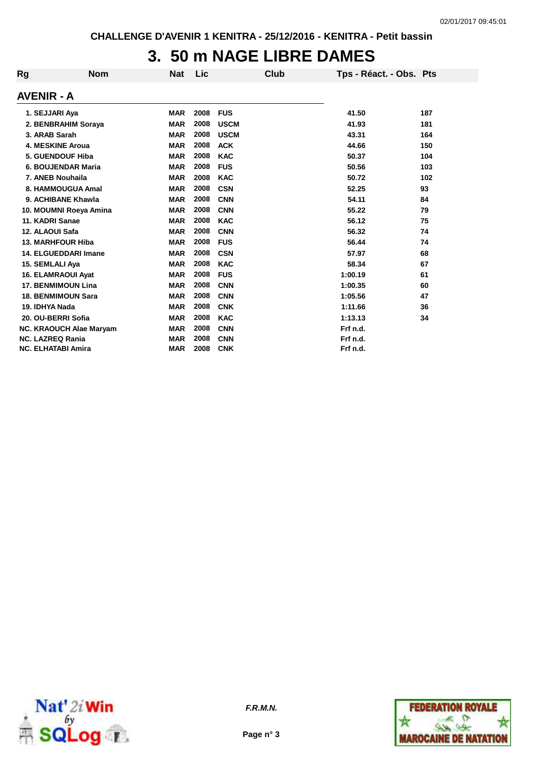CHALLENGE D'AVENIR 1 KENITRA - 25/12/2016 - KENITRA - Petit bassin

# 3. 50 m NAGE LIBRE DAMES

## AVENIR - A

| Rg | Nom | Nat | Lic | Club | Tps - Réact. - Obs. | Pts |
|---|---|---|---|---|---|---|
| 1. | SEJJARI Aya | MAR | 2008 | FUS | 41.50 | 187 |
| 2. | BENBRAHIM Soraya | MAR | 2008 | USCM | 41.93 | 181 |
| 3. | ARAB Sarah | MAR | 2008 | USCM | 43.31 | 164 |
| 4. | MESKINE Aroua | MAR | 2008 | ACK | 44.66 | 150 |
| 5. | GUENDOUF Hiba | MAR | 2008 | KAC | 50.37 | 104 |
| 6. | BOUJENDAR Maria | MAR | 2008 | FUS | 50.56 | 103 |
| 7. | ANEB Nouhaila | MAR | 2008 | KAC | 50.72 | 102 |
| 8. | HAMMOUGUA Amal | MAR | 2008 | CSN | 52.25 | 93 |
| 9. | ACHIBANE Khawla | MAR | 2008 | CNN | 54.11 | 84 |
| 10. | MOUMNI Roeya Amina | MAR | 2008 | CNN | 55.22 | 79 |
| 11. | KADRI Sanae | MAR | 2008 | KAC | 56.12 | 75 |
| 12. | ALAOUI Safa | MAR | 2008 | CNN | 56.32 | 74 |
| 13. | MARHFOUR Hiba | MAR | 2008 | FUS | 56.44 | 74 |
| 14. | ELGUEDDARI Imane | MAR | 2008 | CSN | 57.97 | 68 |
| 15. | SEMLALI Aya | MAR | 2008 | KAC | 58.34 | 67 |
| 16. | ELAMRAOUI Ayat | MAR | 2008 | FUS | 1:00.19 | 61 |
| 17. | BENMIMOUN Lina | MAR | 2008 | CNN | 1:00.35 | 60 |
| 18. | BENMIMOUN Sara | MAR | 2008 | CNN | 1:05.56 | 47 |
| 19. | IDHYA Nada | MAR | 2008 | CNK | 1:11.66 | 36 |
| 20. | OU-BERRI Sofia | MAR | 2008 | KAC | 1:13.13 | 34 |
| NC. | KRAOUCH Alae Maryam | MAR | 2008 | CNN | Frf n.d. | |
| NC. | LAZREQ Rania | MAR | 2008 | CNN | Frf n.d. | |
| NC. | ELHATABI Amira | MAR | 2008 | CNK | Frf n.d. | |

*F.R.M.N.*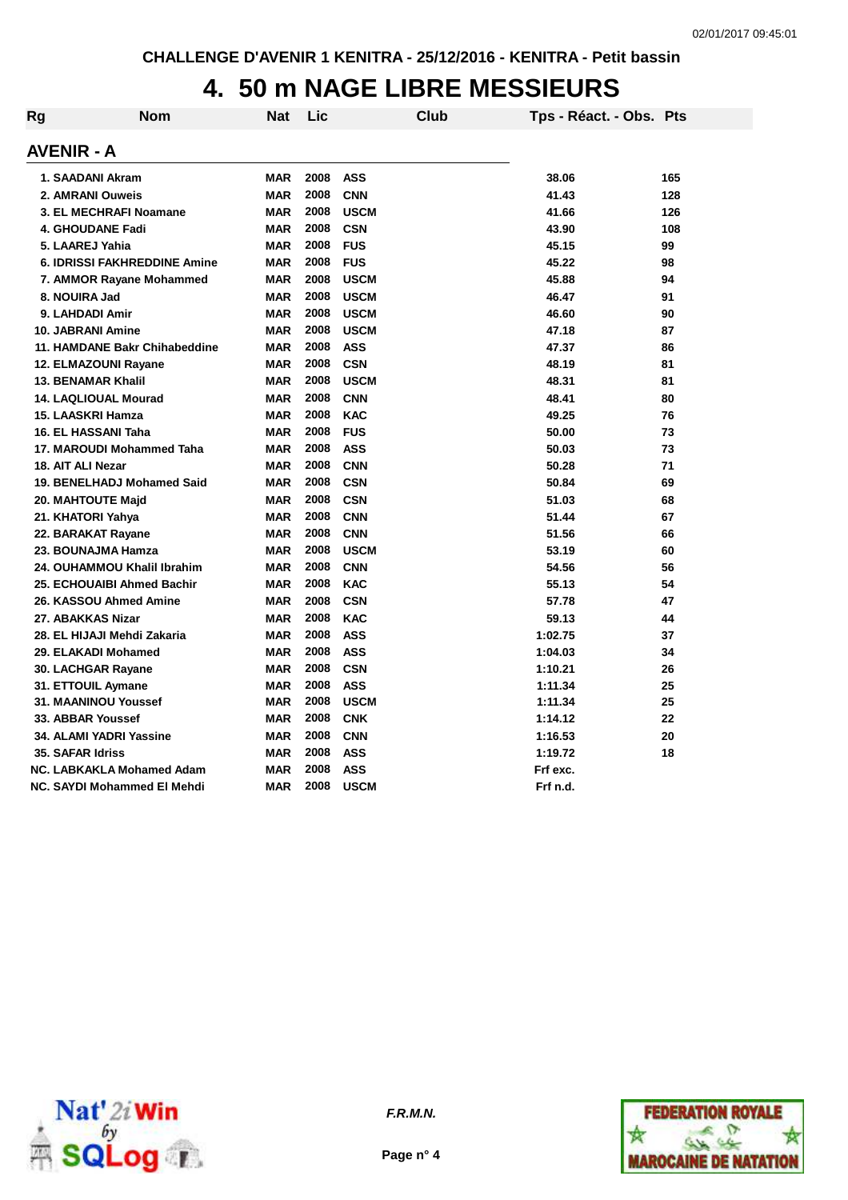CHALLENGE D'AVENIR 1 KENITRA - 25/12/2016 - KENITRA - Petit bassin

# 4. 50 m NAGE LIBRE MESSIEURS

## AVENIR - A

| Rg | Nom | Nat | Lic | Club | Tps - Réact. - Obs. | Pts |
|---|---|---|---|---|---|---|
| 1. | SAADANI Akram | MAR | 2008 | ASS | 38.06 | 165 |
| 2. | AMRANI Ouweis | MAR | 2008 | CNN | 41.43 | 128 |
| 3. | EL MECHRAFI Noamane | MAR | 2008 | USCM | 41.66 | 126 |
| 4. | GHOUDANE Fadi | MAR | 2008 | CSN | 43.90 | 108 |
| 5. | LAAREJ Yahia | MAR | 2008 | FUS | 45.15 | 99 |
| 6. | IDRISSI FAKHREDDINE Amine | MAR | 2008 | FUS | 45.22 | 98 |
| 7. | AMMOR Rayane Mohammed | MAR | 2008 | USCM | 45.88 | 94 |
| 8. | NOUIRA Jad | MAR | 2008 | USCM | 46.47 | 91 |
| 9. | LAHDADI Amir | MAR | 2008 | USCM | 46.60 | 90 |
| 10. | JABRANI Amine | MAR | 2008 | USCM | 47.18 | 87 |
| 11. | HAMDANE Bakr Chihabeddine | MAR | 2008 | ASS | 47.37 | 86 |
| 12. | ELMAZOUNI Rayane | MAR | 2008 | CSN | 48.19 | 81 |
| 13. | BENAMAR Khalil | MAR | 2008 | USCM | 48.31 | 81 |
| 14. | LAQLIOUAL Mourad | MAR | 2008 | CNN | 48.41 | 80 |
| 15. | LAASKRI Hamza | MAR | 2008 | KAC | 49.25 | 76 |
| 16. | EL HASSANI Taha | MAR | 2008 | FUS | 50.00 | 73 |
| 17. | MAROUDI Mohammed Taha | MAR | 2008 | ASS | 50.03 | 73 |
| 18. | AIT ALI Nezar | MAR | 2008 | CNN | 50.28 | 71 |
| 19. | BENELHADJ Mohamed Said | MAR | 2008 | CSN | 50.84 | 69 |
| 20. | MAHTOUTE Majd | MAR | 2008 | CSN | 51.03 | 68 |
| 21. | KHATORI Yahya | MAR | 2008 | CNN | 51.44 | 67 |
| 22. | BARAKAT Rayane | MAR | 2008 | CNN | 51.56 | 66 |
| 23. | BOUNAJMA Hamza | MAR | 2008 | USCM | 53.19 | 60 |
| 24. | OUHAMMOU Khalil Ibrahim | MAR | 2008 | CNN | 54.56 | 56 |
| 25. | ECHOUAIBI Ahmed Bachir | MAR | 2008 | KAC | 55.13 | 54 |
| 26. | KASSOU Ahmed Amine | MAR | 2008 | CSN | 57.78 | 47 |
| 27. | ABAKKAS Nizar | MAR | 2008 | KAC | 59.13 | 44 |
| 28. | EL HIJAJI Mehdi Zakaria | MAR | 2008 | ASS | 1:02.75 | 37 |
| 29. | ELAKADI Mohamed | MAR | 2008 | ASS | 1:04.03 | 34 |
| 30. | LACHGAR Rayane | MAR | 2008 | CSN | 1:10.21 | 26 |
| 31. | ETTOUIL Aymane | MAR | 2008 | ASS | 1:11.34 | 25 |
| 31. | MAANINOU Youssef | MAR | 2008 | USCM | 1:11.34 | 25 |
| 33. | ABBAR Youssef | MAR | 2008 | CNK | 1:14.12 | 22 |
| 34. | ALAMI YADRI Yassine | MAR | 2008 | CNN | 1:16.53 | 20 |
| 35. | SAFAR Idriss | MAR | 2008 | ASS | 1:19.72 | 18 |
| NC. | LABKAKLA Mohamed Adam | MAR | 2008 | ASS | Frf exc. | |
| NC. | SAYDI Mohammed El Mehdi | MAR | 2008 | USCM | Frf n.d. | |

*F.R.M.N.*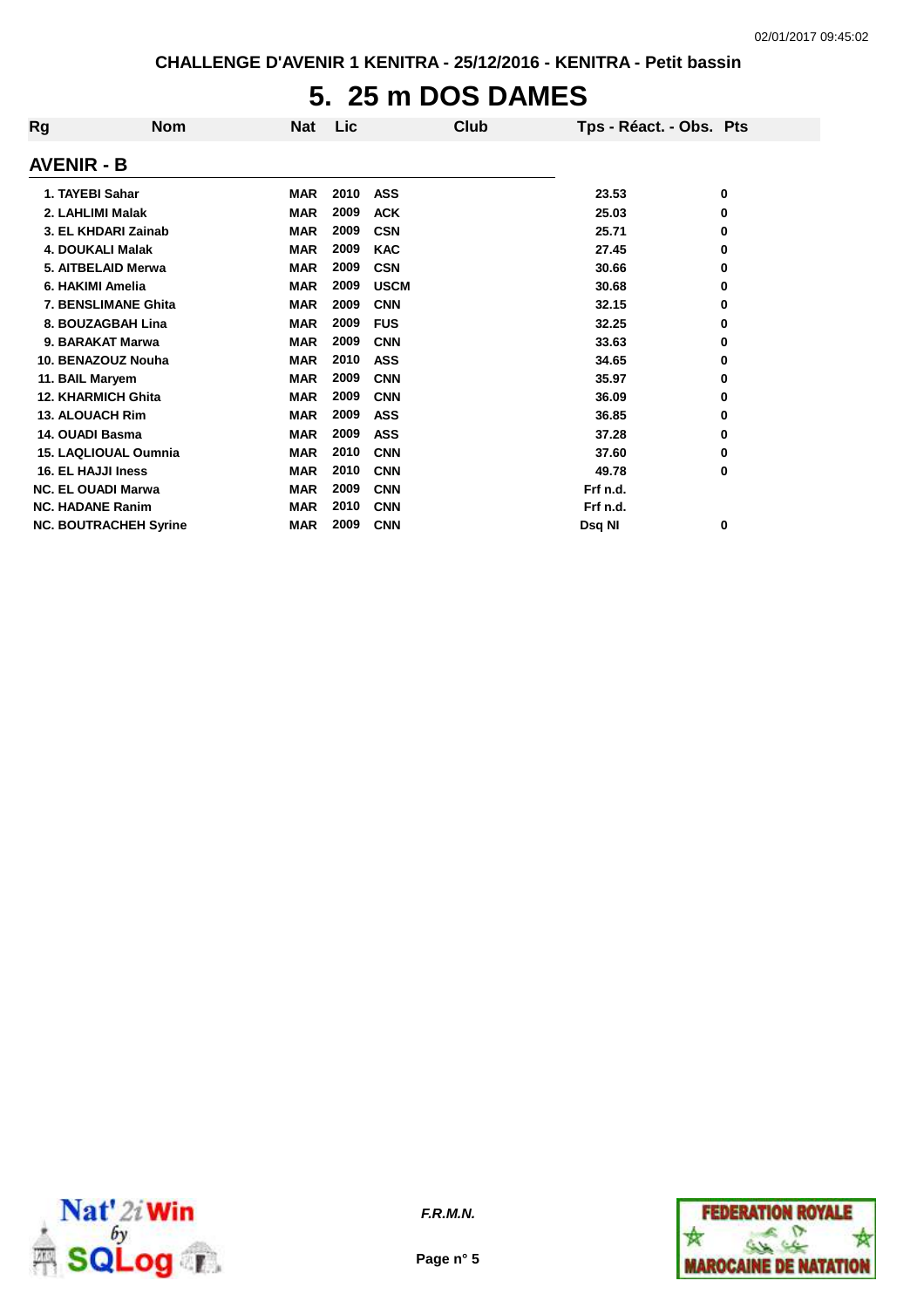CHALLENGE D'AVENIR 1 KENITRA - 25/12/2016 - KENITRA - Petit bassin

# 5. 25 m DOS DAMES

## AVENIR - B

| Rg | Nom | Nat | Lic | Club | Tps - Réact. - Obs. | Pts |
|---|---|---|---|---|---|---|
| 1. | TAYEBI Sahar | MAR | 2010 | ASS | 23.53 | 0 |
| 2. | LAHLIMI Malak | MAR | 2009 | ACK | 25.03 | 0 |
| 3. | EL KHDARI Zainab | MAR | 2009 | CSN | 25.71 | 0 |
| 4. | DOUKALI Malak | MAR | 2009 | KAC | 27.45 | 0 |
| 5. | AITBELAID Merwa | MAR | 2009 | CSN | 30.66 | 0 |
| 6. | HAKIMI Amelia | MAR | 2009 | USCM | 30.68 | 0 |
| 7. | BENSLIMANE Ghita | MAR | 2009 | CNN | 32.15 | 0 |
| 8. | BOUZAGBAH Lina | MAR | 2009 | FUS | 32.25 | 0 |
| 9. | BARAKAT Marwa | MAR | 2009 | CNN | 33.63 | 0 |
| 10. | BENAZOUZ Nouha | MAR | 2010 | ASS | 34.65 | 0 |
| 11. | BAIL Maryem | MAR | 2009 | CNN | 35.97 | 0 |
| 12. | KHARMICH Ghita | MAR | 2009 | CNN | 36.09 | 0 |
| 13. | ALOUACH Rim | MAR | 2009 | ASS | 36.85 | 0 |
| 14. | OUADI Basma | MAR | 2009 | ASS | 37.28 | 0 |
| 15. | LAQLIOUAL Oumnia | MAR | 2010 | CNN | 37.60 | 0 |
| 16. | EL HAJJI Iness | MAR | 2010 | CNN | 49.78 | 0 |
| NC. | EL OUADI Marwa | MAR | 2009 | CNN | Frf n.d. | |
| NC. | HADANE Ranim | MAR | 2010 | CNN | Frf n.d. | |
| NC. | BOUTRACHEH Syrine | MAR | 2009 | CNN | Dsq NI | 0 |

*F.R.M.N.*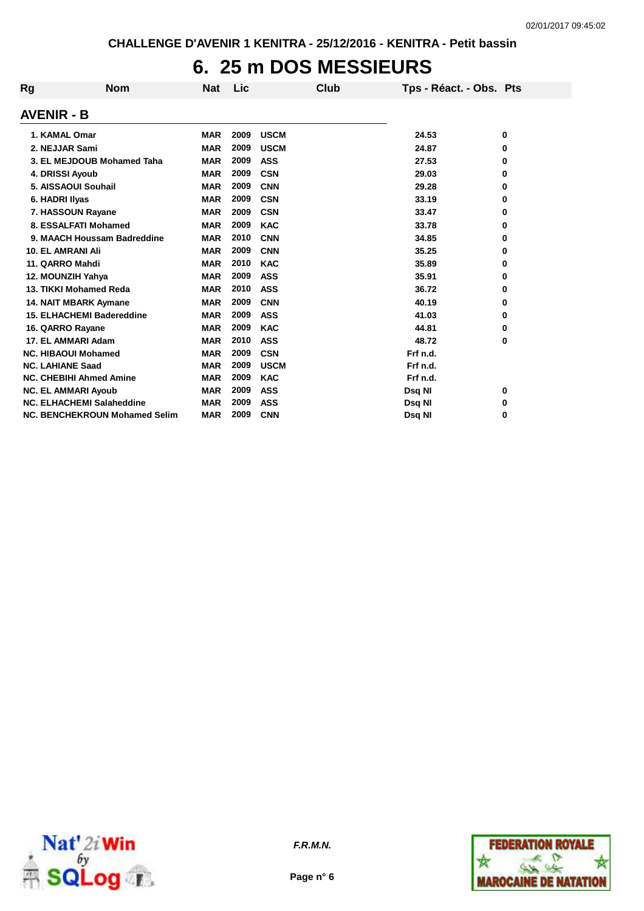CHALLENGE D'AVENIR 1 KENITRA - 25/12/2016 - KENITRA - Petit bassin

# 6. 25 m DOS MESSIEURS

## AVENIR - B

| Rg | Nom | Nat | Lic | Club | Tps - Réact. - Obs. | Pts |
|---|---|---|---|---|---|---|
| 1. | KAMAL Omar | MAR | 2009 | USCM | 24.53 | 0 |
| 2. | NEJJAR Sami | MAR | 2009 | USCM | 24.87 | 0 |
| 3. | EL MEJDOUB Mohamed Taha | MAR | 2009 | ASS | 27.53 | 0 |
| 4. | DRISSI Ayoub | MAR | 2009 | CSN | 29.03 | 0 |
| 5. | AISSAOUI Souhail | MAR | 2009 | CNN | 29.28 | 0 |
| 6. | HADRI Ilyas | MAR | 2009 | CSN | 33.19 | 0 |
| 7. | HASSOUN Rayane | MAR | 2009 | CSN | 33.47 | 0 |
| 8. | ESSALFATI Mohamed | MAR | 2009 | KAC | 33.78 | 0 |
| 9. | MAACH Houssam Badreddine | MAR | 2010 | CNN | 34.85 | 0 |
| 10. | EL AMRANI Ali | MAR | 2009 | CNN | 35.25 | 0 |
| 11. | QARRO Mahdi | MAR | 2010 | KAC | 35.89 | 0 |
| 12. | MOUNZIH Yahya | MAR | 2009 | ASS | 35.91 | 0 |
| 13. | TIKKI Mohamed Reda | MAR | 2010 | ASS | 36.72 | 0 |
| 14. | NAIT MBARK Aymane | MAR | 2009 | CNN | 40.19 | 0 |
| 15. | ELHACHEMI Badereddine | MAR | 2009 | ASS | 41.03 | 0 |
| 16. | QARRO Rayane | MAR | 2009 | KAC | 44.81 | 0 |
| 17. | EL AMMARI Adam | MAR | 2010 | ASS | 48.72 | 0 |
| NC. | HIBAOUI Mohamed | MAR | 2009 | CSN | Frf n.d. | |
| NC. | LAHIANE Saad | MAR | 2009 | USCM | Frf n.d. | |
| NC. | CHEBIHI Ahmed Amine | MAR | 2009 | KAC | Frf n.d. | |
| NC. | EL AMMARI Ayoub | MAR | 2009 | ASS | Dsq NI | 0 |
| NC. | ELHACHEMI Salaheddine | MAR | 2009 | ASS | Dsq NI | 0 |
| NC. | BENCHEKROUN Mohamed Selim | MAR | 2009 | CNN | Dsq NI | 0 |

*F.R.M.N.*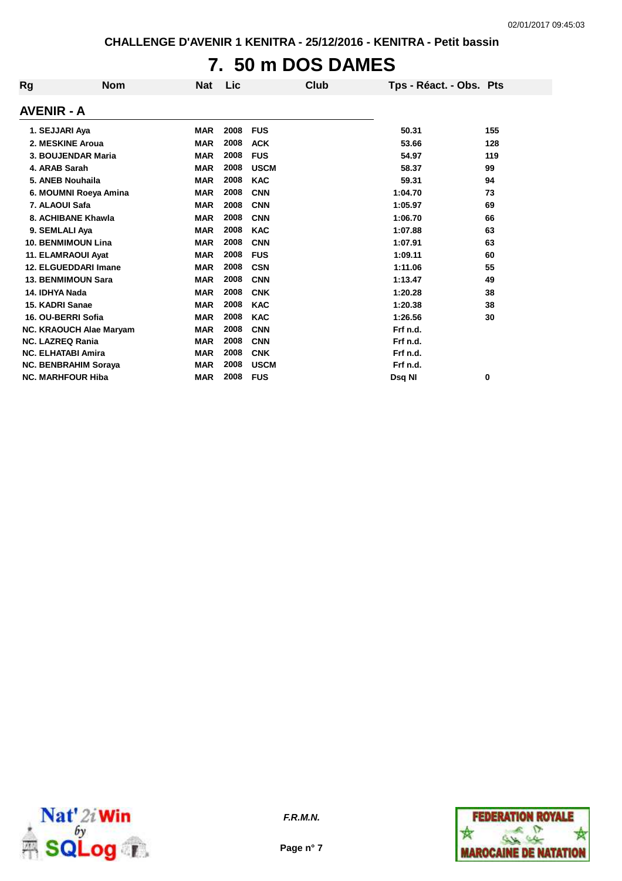# 7. 50 m DOS DAMES

## AVENIR - A

| Rg | Nom | Nat | Lic | Club | Tps - Réact. - Obs. | Pts |
|---|---|---|---|---|---|---|
| 1. | SEJJARI Aya | MAR | 2008 | FUS | 50.31 | 155 |
| 2. | MESKINE Aroua | MAR | 2008 | ACK | 53.66 | 128 |
| 3. | BOUJENDAR Maria | MAR | 2008 | FUS | 54.97 | 119 |
| 4. | ARAB Sarah | MAR | 2008 | USCM | 58.37 | 99 |
| 5. | ANEB Nouhaila | MAR | 2008 | KAC | 59.31 | 94 |
| 6. | MOUMNI Roeya Amina | MAR | 2008 | CNN | 1:04.70 | 73 |
| 7. | ALAOUI Safa | MAR | 2008 | CNN | 1:05.97 | 69 |
| 8. | ACHIBANE Khawla | MAR | 2008 | CNN | 1:06.70 | 66 |
| 9. | SEMLALI Aya | MAR | 2008 | KAC | 1:07.88 | 63 |
| 10. | BENMIMOUN Lina | MAR | 2008 | CNN | 1:07.91 | 63 |
| 11. | ELAMRAOUI Ayat | MAR | 2008 | FUS | 1:09.11 | 60 |
| 12. | ELGUEDDARI Imane | MAR | 2008 | CSN | 1:11.06 | 55 |
| 13. | BENMIMOUN Sara | MAR | 2008 | CNN | 1:13.47 | 49 |
| 14. | IDHYA Nada | MAR | 2008 | CNK | 1:20.28 | 38 |
| 15. | KADRI Sanae | MAR | 2008 | KAC | 1:20.38 | 38 |
| 16. | OU-BERRI Sofia | MAR | 2008 | KAC | 1:26.56 | 30 |
| NC. | KRAOUCH Alae Maryam | MAR | 2008 | CNN | Frf n.d. | |
| NC. | LAZREQ Rania | MAR | 2008 | CNN | Frf n.d. | |
| NC. | ELHATABI Amira | MAR | 2008 | CNK | Frf n.d. | |
| NC. | BENBRAHIM Soraya | MAR | 2008 | USCM | Frf n.d. | |
| NC. | MARHFOUR Hiba | MAR | 2008 | FUS | Dsq NI | 0 |

*F.R.M.N.*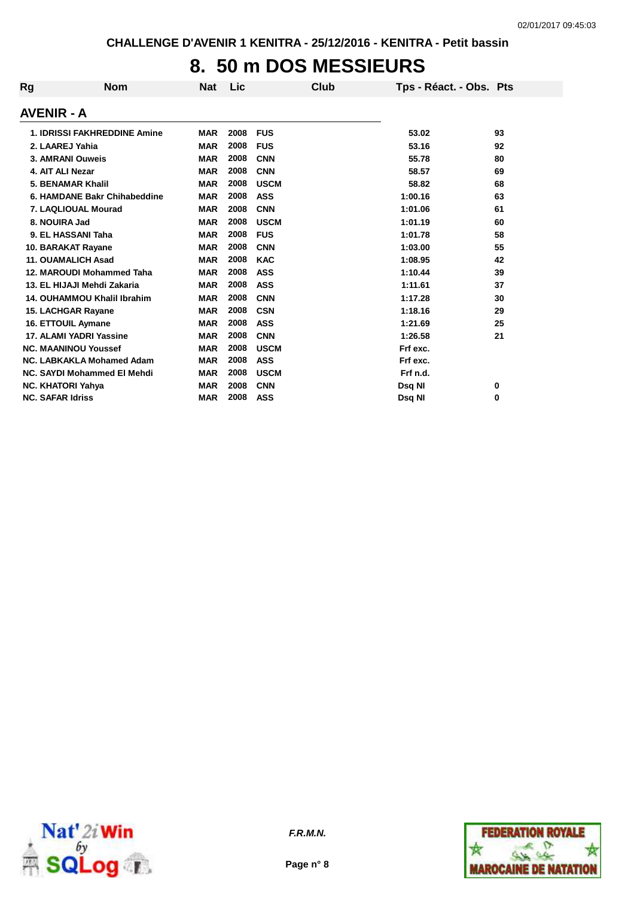CHALLENGE D'AVENIR 1 KENITRA - 25/12/2016 - KENITRA - Petit bassin

# 8. 50 m DOS MESSIEURS

## AVENIR - A

| Rg | Nom | Nat | Lic | Club | Tps - Réact. - Obs. | Pts |
|---|---|---|---|---|---|---|
| 1. | IDRISSI FAKHREDDINE Amine | MAR | 2008 | FUS | 53.02 | 93 |
| 2. | LAAREJ Yahia | MAR | 2008 | FUS | 53.16 | 92 |
| 3. | AMRANI Ouweis | MAR | 2008 | CNN | 55.78 | 80 |
| 4. | AIT ALI Nezar | MAR | 2008 | CNN | 58.57 | 69 |
| 5. | BENAMAR Khalil | MAR | 2008 | USCM | 58.82 | 68 |
| 6. | HAMDANE Bakr Chihabeddine | MAR | 2008 | ASS | 1:00.16 | 63 |
| 7. | LAQLIOUAL Mourad | MAR | 2008 | CNN | 1:01.06 | 61 |
| 8. | NOUIRA Jad | MAR | 2008 | USCM | 1:01.19 | 60 |
| 9. | EL HASSANI Taha | MAR | 2008 | FUS | 1:01.78 | 58 |
| 10. | BARAKAT Rayane | MAR | 2008 | CNN | 1:03.00 | 55 |
| 11. | OUAMALICH Asad | MAR | 2008 | KAC | 1:08.95 | 42 |
| 12. | MAROUDI Mohammed Taha | MAR | 2008 | ASS | 1:10.44 | 39 |
| 13. | EL HIJAJI Mehdi Zakaria | MAR | 2008 | ASS | 1:11.61 | 37 |
| 14. | OUHAMMOU Khalil Ibrahim | MAR | 2008 | CNN | 1:17.28 | 30 |
| 15. | LACHGAR Rayane | MAR | 2008 | CSN | 1:18.16 | 29 |
| 16. | ETTOUIL Aymane | MAR | 2008 | ASS | 1:21.69 | 25 |
| 17. | ALAMI YADRI Yassine | MAR | 2008 | CNN | 1:26.58 | 21 |
| NC. | MAANINOU Youssef | MAR | 2008 | USCM | Frf exc. | |
| NC. | LABKAKLA Mohamed Adam | MAR | 2008 | ASS | Frf exc. | |
| NC. | SAYDI Mohammed El Mehdi | MAR | 2008 | USCM | Frf n.d. | |
| NC. | KHATORI Yahya | MAR | 2008 | CNN | Dsq NI | 0 |
| NC. | SAFAR Idriss | MAR | 2008 | ASS | Dsq NI | 0 |

*F.R.M.N.*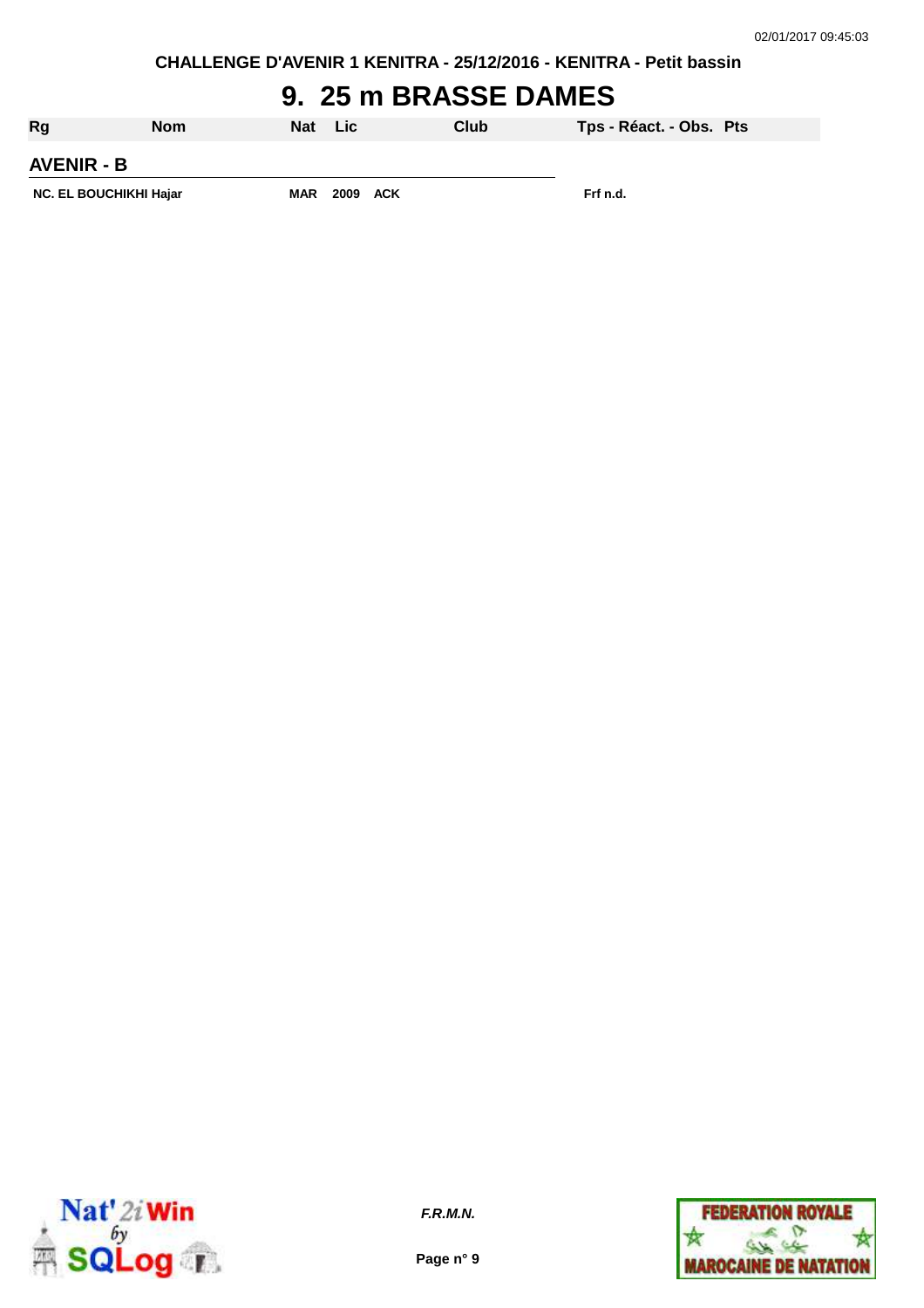CHALLENGE D'AVENIR 1 KENITRA - 25/12/2016 - KENITRA - Petit bassin

# 9. 25 m BRASSE DAMES

| Rg | Nom | Nat | Lic | Club | Tps - Réact. - Obs. | Pts |
|---|---|---|---|---|---|---|
| **AVENIR - B** | | | | | | |
| NC. | EL BOUCHIKHI Hajar | MAR | 2009 | ACK | Frf n.d. | |

*F.R.M.N.*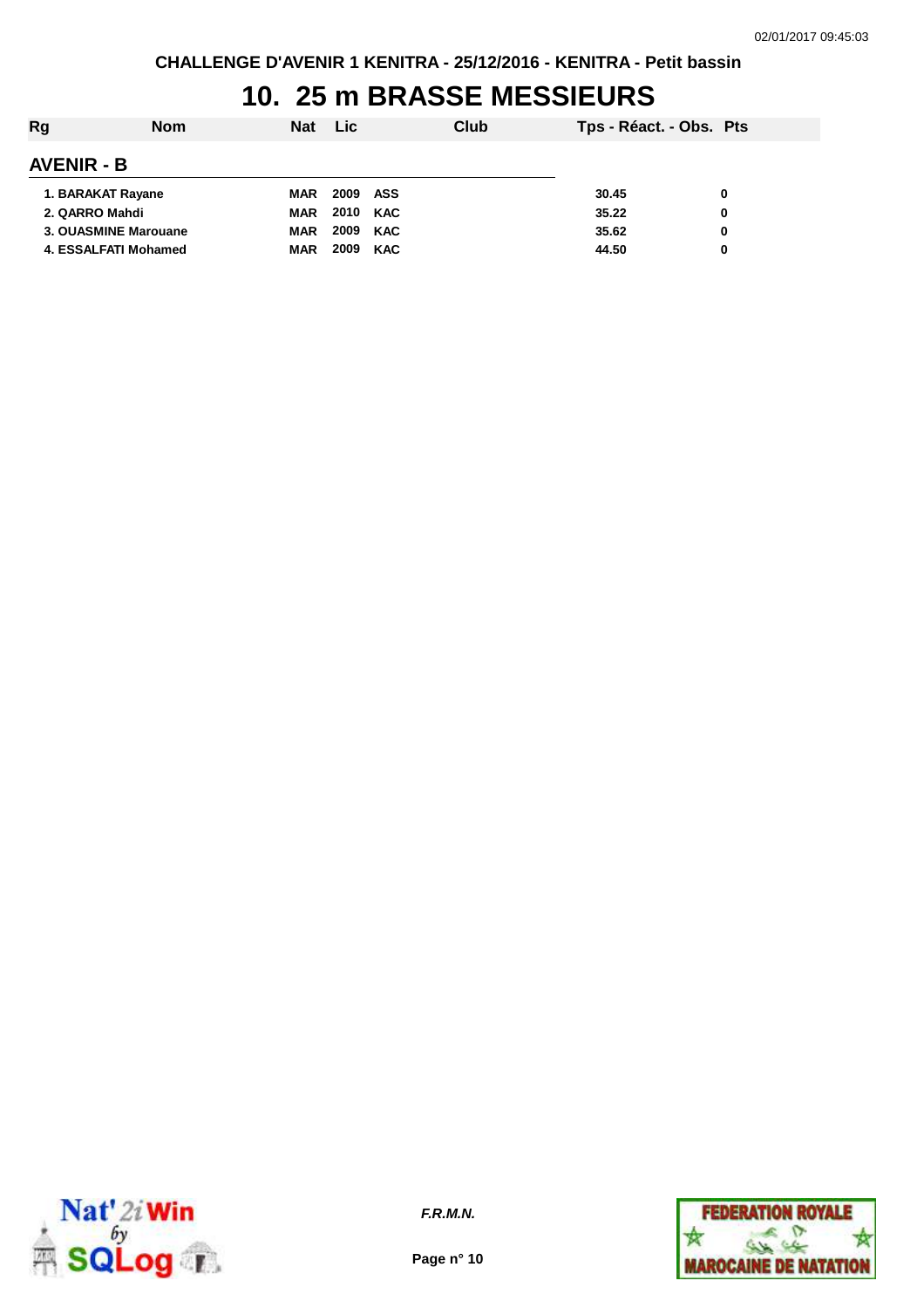CHALLENGE D'AVENIR 1 KENITRA - 25/12/2016 - KENITRA - Petit bassin

# 10. 25 m BRASSE MESSIEURS

| Rg | Nom | Nat | Lic | Club | Tps - Réact. - Obs. | Pts |
|---|---|---|---|---|---|---|

## AVENIR - B

| Rg | Nom | Nat | Lic | Club | Tps - Réact. - Obs. | Pts |
|---|---|---|---|---|---|---|
| 1. | BARAKAT Rayane | MAR | 2009 | ASS | 30.45 | 0 |
| 2. | QARRO Mahdi | MAR | 2010 | KAC | 35.22 | 0 |
| 3. | OUASMINE Marouane | MAR | 2009 | KAC | 35.62 | 0 |
| 4. | ESSALFATI Mohamed | MAR | 2009 | KAC | 44.50 | 0 |

*F.R.M.N.*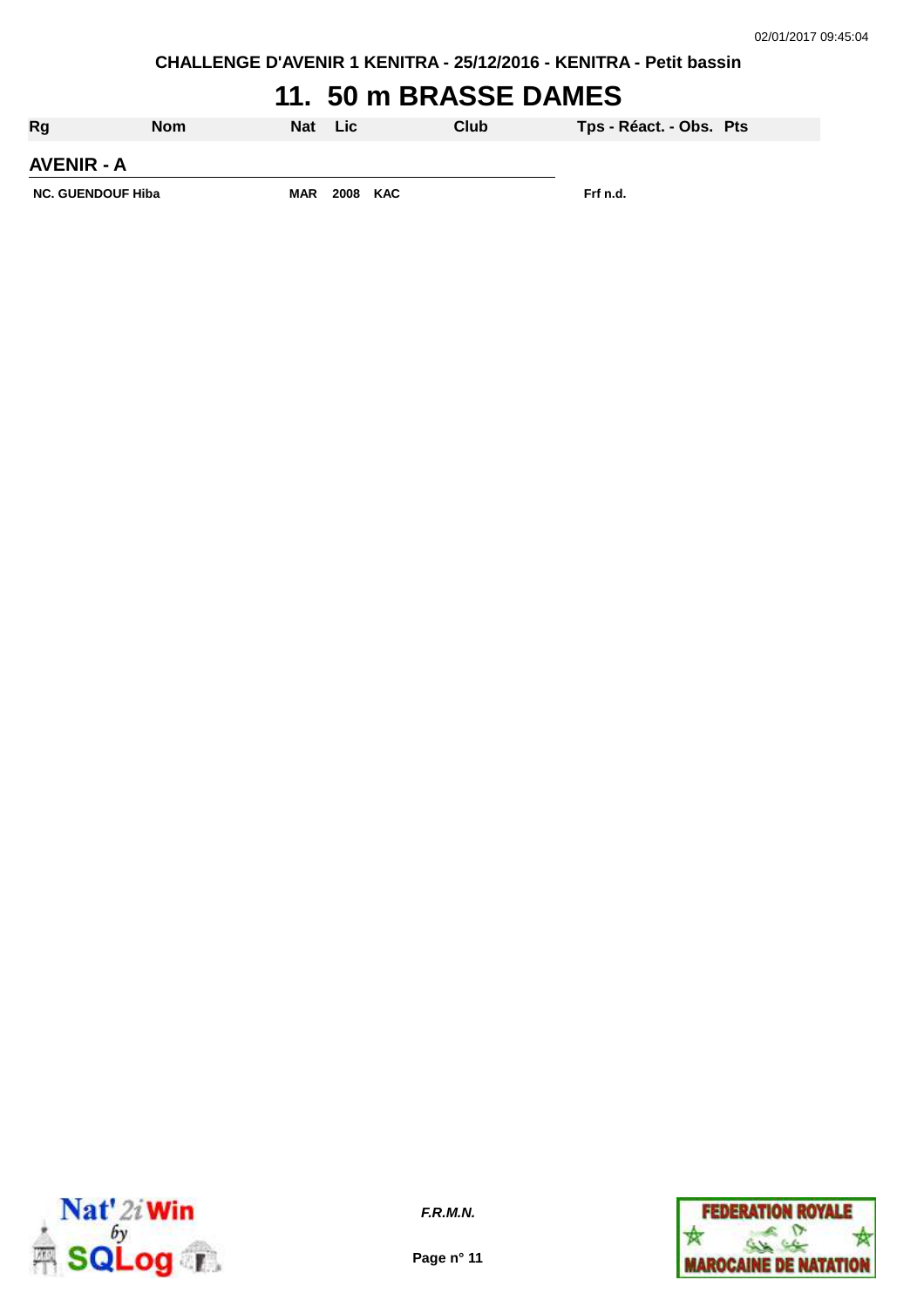CHALLENGE D'AVENIR 1 KENITRA - 25/12/2016 - KENITRA - Petit bassin

# 11. 50 m BRASSE DAMES

| Rg | Nom | Nat | Lic | Club | Tps - Réact. - Obs. | Pts |
|---|---|---|---|---|---|---|
| **AVENIR - A** | | | | | | |
| NC. | GUENDOUF Hiba | MAR | 2008 | KAC | Frf n.d. | |

F.R.M.N.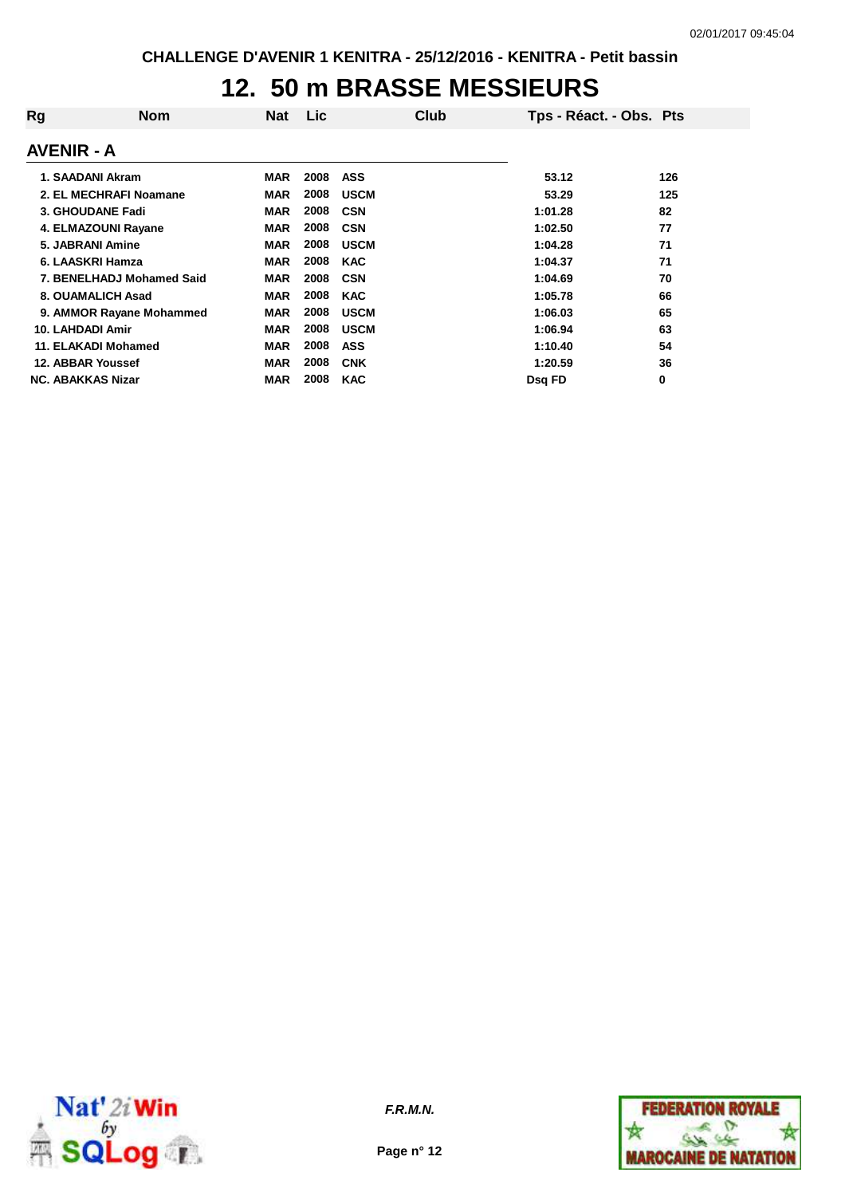CHALLENGE D'AVENIR 1 KENITRA - 25/12/2016 - KENITRA - Petit bassin

# 12. 50 m BRASSE MESSIEURS

## AVENIR - A

| Rg | Nom | Nat | Lic | Club | Tps - Réact. - Obs. | Pts |
|---|---|---|---|---|---|---|
| 1. | SAADANI Akram | MAR | 2008 | ASS | 53.12 | 126 |
| 2. | EL MECHRAFI Noamane | MAR | 2008 | USCM | 53.29 | 125 |
| 3. | GHOUDANE Fadi | MAR | 2008 | CSN | 1:01.28 | 82 |
| 4. | ELMAZOUNI Rayane | MAR | 2008 | CSN | 1:02.50 | 77 |
| 5. | JABRANI Amine | MAR | 2008 | USCM | 1:04.28 | 71 |
| 6. | LAASKRI Hamza | MAR | 2008 | KAC | 1:04.37 | 71 |
| 7. | BENELHADJ Mohamed Said | MAR | 2008 | CSN | 1:04.69 | 70 |
| 8. | OUAMALICH Asad | MAR | 2008 | KAC | 1:05.78 | 66 |
| 9. | AMMOR Rayane Mohammed | MAR | 2008 | USCM | 1:06.03 | 65 |
| 10. | LAHDADI Amir | MAR | 2008 | USCM | 1:06.94 | 63 |
| 11. | ELAKADI Mohamed | MAR | 2008 | ASS | 1:10.40 | 54 |
| 12. | ABBAR Youssef | MAR | 2008 | CNK | 1:20.59 | 36 |
| NC. | ABAKKAS Nizar | MAR | 2008 | KAC | Dsq FD | 0 |

*F.R.M.N.*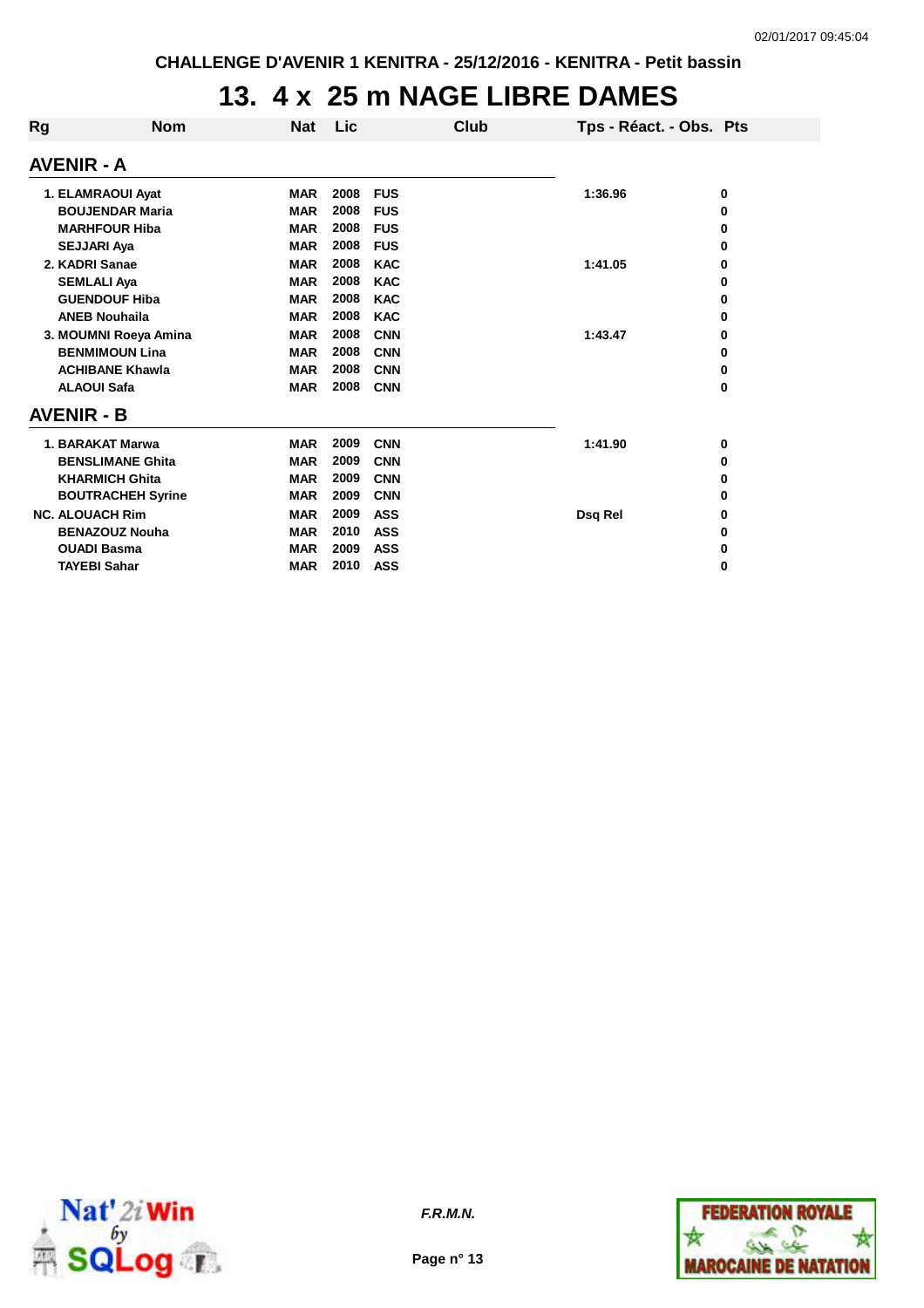CHALLENGE D'AVENIR 1 KENITRA - 25/12/2016 - KENITRA - Petit bassin

# 13. 4 x 25 m NAGE LIBRE DAMES

| Rg | Nom | Nat | Lic | Club | Tps - Réact. - Obs. | Pts |
|---|---|---|---|---|---|---|
| **AVENIR - A** | | | | | | |
| 1. | ELAMRAOUI Ayat | MAR | 2008 | FUS | 1:36.96 | 0 |
| | BOUJENDAR Maria | MAR | 2008 | FUS | | 0 |
| | MARHFOUR Hiba | MAR | 2008 | FUS | | 0 |
| | SEJJARI Aya | MAR | 2008 | FUS | | 0 |
| 2. | KADRI Sanae | MAR | 2008 | KAC | 1:41.05 | 0 |
| | SEMLALI Aya | MAR | 2008 | KAC | | 0 |
| | GUENDOUF Hiba | MAR | 2008 | KAC | | 0 |
| | ANEB Nouhaila | MAR | 2008 | KAC | | 0 |
| 3. | MOUMNI Roeya Amina | MAR | 2008 | CNN | 1:43.47 | 0 |
| | BENMIMOUN Lina | MAR | 2008 | CNN | | 0 |
| | ACHIBANE Khawla | MAR | 2008 | CNN | | 0 |
| | ALAOUI Safa | MAR | 2008 | CNN | | 0 |
| **AVENIR - B** | | | | | | |
| 1. | BARAKAT Marwa | MAR | 2009 | CNN | 1:41.90 | 0 |
| | BENSLIMANE Ghita | MAR | 2009 | CNN | | 0 |
| | KHARMICH Ghita | MAR | 2009 | CNN | | 0 |
| | BOUTRACHEH Syrine | MAR | 2009 | CNN | | 0 |
| NC. | ALOUACH Rim | MAR | 2009 | ASS | Dsq Rel | 0 |
| | BENAZOUZ Nouha | MAR | 2010 | ASS | | 0 |
| | OUADI Basma | MAR | 2009 | ASS | | 0 |
| | TAYEBI Sahar | MAR | 2010 | ASS | | 0 |

*F.R.M.N.*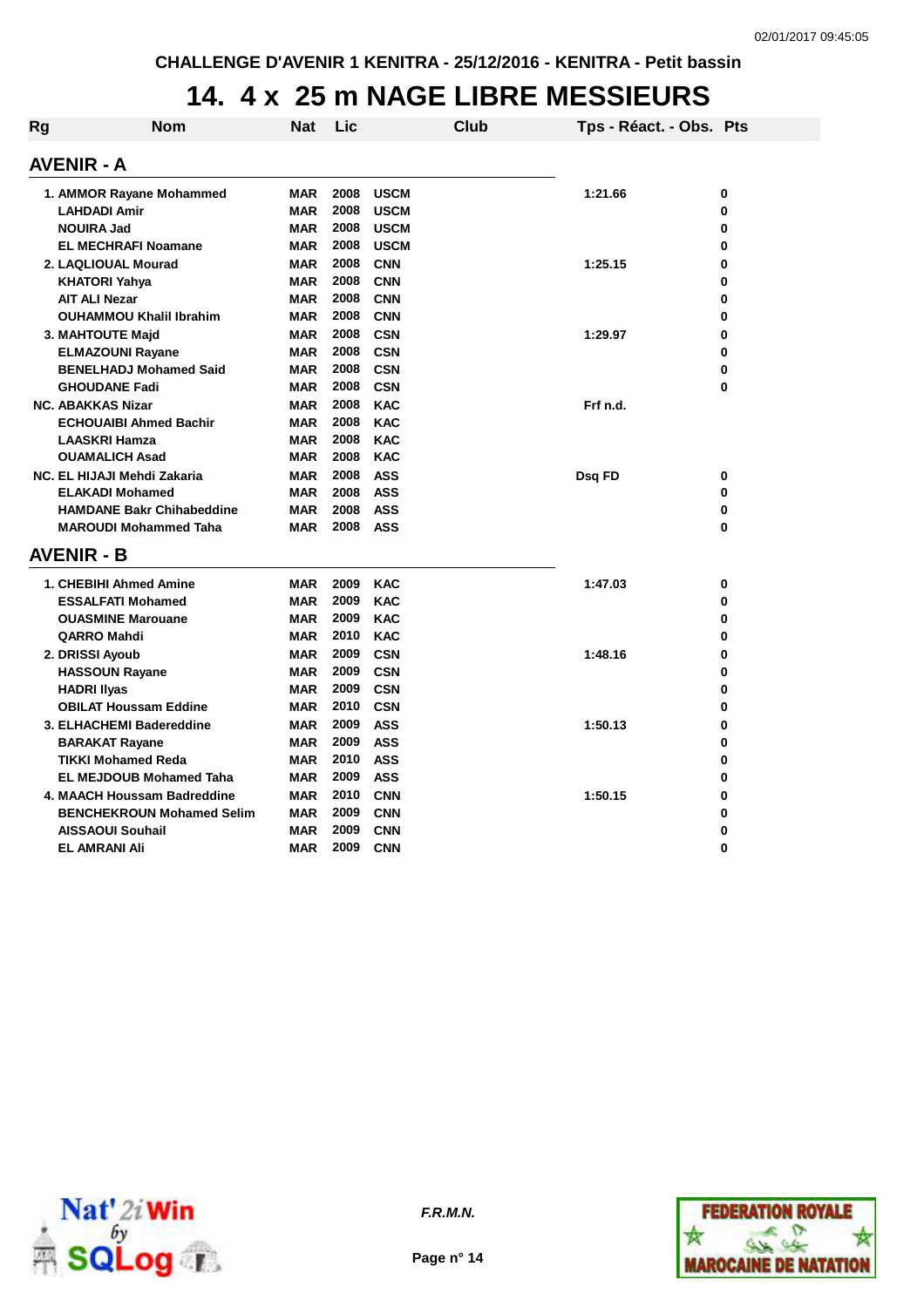CHALLENGE D'AVENIR 1 KENITRA - 25/12/2016 - KENITRA - Petit bassin

# 14. 4 x 25 m NAGE LIBRE MESSIEURS

| Rg | Nom | Nat | Lic | Club | Tps - Réact. - Obs. | Pts |
|---|---|---|---|---|---|---|

## AVENIR - A

| Rg | Nom | Nat | Lic | Club | Tps - Réact. - Obs. | Pts |
|---|---|---|---|---|---|---|
| 1. | AMMOR Rayane Mohammed | MAR | 2008 | USCM | 1:21.66 | 0 |
| | LAHDADI Amir | MAR | 2008 | USCM | | 0 |
| | NOUIRA Jad | MAR | 2008 | USCM | | 0 |
| | EL MECHRAFI Noamane | MAR | 2008 | USCM | | 0 |
| 2. | LAQLIOUAL Mourad | MAR | 2008 | CNN | 1:25.15 | 0 |
| | KHATORI Yahya | MAR | 2008 | CNN | | 0 |
| | AIT ALI Nezar | MAR | 2008 | CNN | | 0 |
| | OUHAMMOU Khalil Ibrahim | MAR | 2008 | CNN | | 0 |
| 3. | MAHTOUTE Majd | MAR | 2008 | CSN | 1:29.97 | 0 |
| | ELMAZOUNI Rayane | MAR | 2008 | CSN | | 0 |
| | BENELHADJ Mohamed Said | MAR | 2008 | CSN | | 0 |
| | GHOUDANE Fadi | MAR | 2008 | CSN | | 0 |
| NC. | ABAKKAS Nizar | MAR | 2008 | KAC | Frf n.d. | |
| | ECHOUAIBI Ahmed Bachir | MAR | 2008 | KAC | | |
| | LAASKRI Hamza | MAR | 2008 | KAC | | |
| | OUAMALICH Asad | MAR | 2008 | KAC | | |
| NC. | EL HIJAJI Mehdi Zakaria | MAR | 2008 | ASS | Dsq FD | 0 |
| | ELAKADI Mohamed | MAR | 2008 | ASS | | 0 |
| | HAMDANE Bakr Chihabeddine | MAR | 2008 | ASS | | 0 |
| | MAROUDI Mohammed Taha | MAR | 2008 | ASS | | 0 |

## AVENIR - B

| Rg | Nom | Nat | Lic | Club | Tps - Réact. - Obs. | Pts |
|---|---|---|---|---|---|---|
| 1. | CHEBIHI Ahmed Amine | MAR | 2009 | KAC | 1:47.03 | 0 |
| | ESSALFATI Mohamed | MAR | 2009 | KAC | | 0 |
| | OUASMINE Marouane | MAR | 2009 | KAC | | 0 |
| | QARRO Mahdi | MAR | 2010 | KAC | | 0 |
| 2. | DRISSI Ayoub | MAR | 2009 | CSN | 1:48.16 | 0 |
| | HASSOUN Rayane | MAR | 2009 | CSN | | 0 |
| | HADRI Ilyas | MAR | 2009 | CSN | | 0 |
| | OBILAT Houssam Eddine | MAR | 2010 | CSN | | 0 |
| 3. | ELHACHEMI Badereddine | MAR | 2009 | ASS | 1:50.13 | 0 |
| | BARAKAT Rayane | MAR | 2009 | ASS | | 0 |
| | TIKKI Mohamed Reda | MAR | 2010 | ASS | | 0 |
| | EL MEJDOUB Mohamed Taha | MAR | 2009 | ASS | | 0 |
| 4. | MAACH Houssam Badreddine | MAR | 2010 | CNN | 1:50.15 | 0 |
| | BENCHEKROUN Mohamed Selim | MAR | 2009 | CNN | | 0 |
| | AISSAOUI Souhail | MAR | 2009 | CNN | | 0 |
| | EL AMRANI Ali | MAR | 2009 | CNN | | 0 |

*F.R.M.N.*